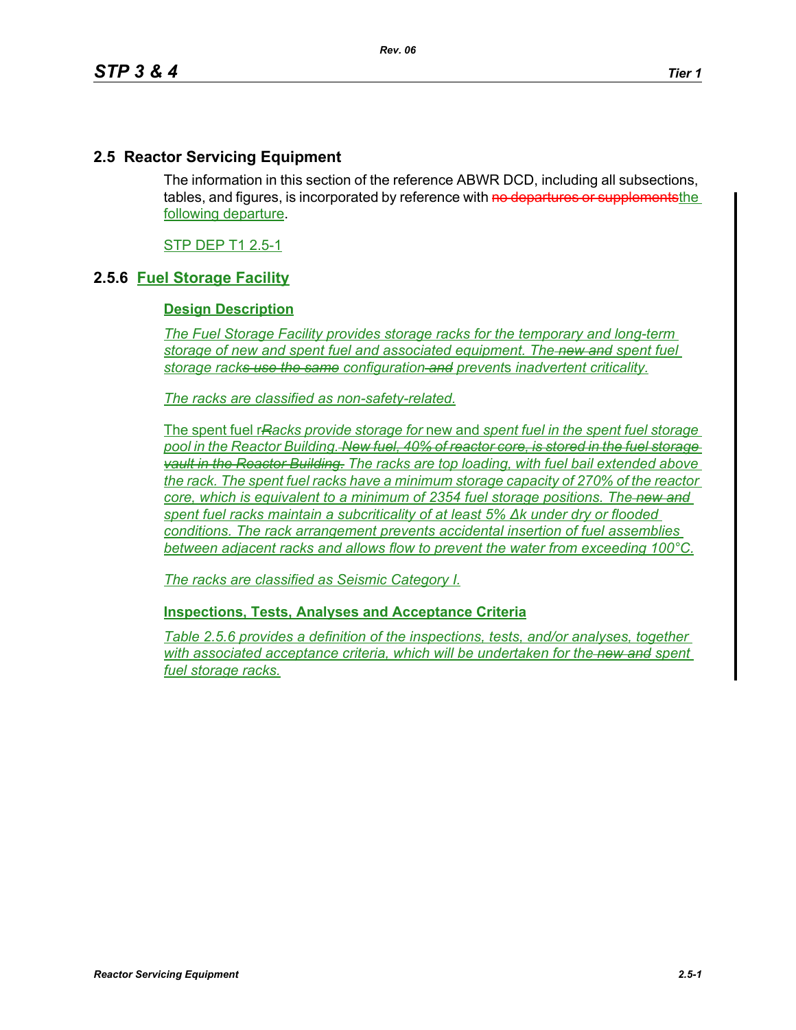## 2.5 Reactor Servicing Equipment

The information in this section of the reference ABWR DCD, including all subsections, tables, and figures, is incorporated by reference with ~~no departures or supplements~~the following departure.

STP DEP T1 2.5-1

### 2.5.6 Fuel Storage Facility

**Design Description**

*The Fuel Storage Facility provides storage racks for the temporary and long-term storage of new and spent fuel and associated equipment. The ~~new and~~ spent fuel storage rack~~s use the same~~ configuration ~~and~~ prevents inadvertent criticality.*

*The racks are classified as non-safety-related.*

The spent fuel r~~*R*~~*acks provide storage for* new and *spent fuel in the spent fuel storage pool in the Reactor Building. ~~New fuel, 40% of reactor core, is stored in the fuel storage vault in the Reactor Building.~~ The racks are top loading, with fuel bail extended above the rack. The spent fuel racks have a minimum storage capacity of 270% of the reactor core, which is equivalent to a minimum of 2354 fuel storage positions. The ~~new and~~ spent fuel racks maintain a subcriticality of at least 5% Δk under dry or flooded conditions. The rack arrangement prevents accidental insertion of fuel assemblies between adjacent racks and allows flow to prevent the water from exceeding 100°C.*

*The racks are classified as Seismic Category I.*

**Inspections, Tests, Analyses and Acceptance Criteria**

*Table 2.5.6 provides a definition of the inspections, tests, and/or analyses, together with associated acceptance criteria, which will be undertaken for the ~~new and~~ spent fuel storage racks.*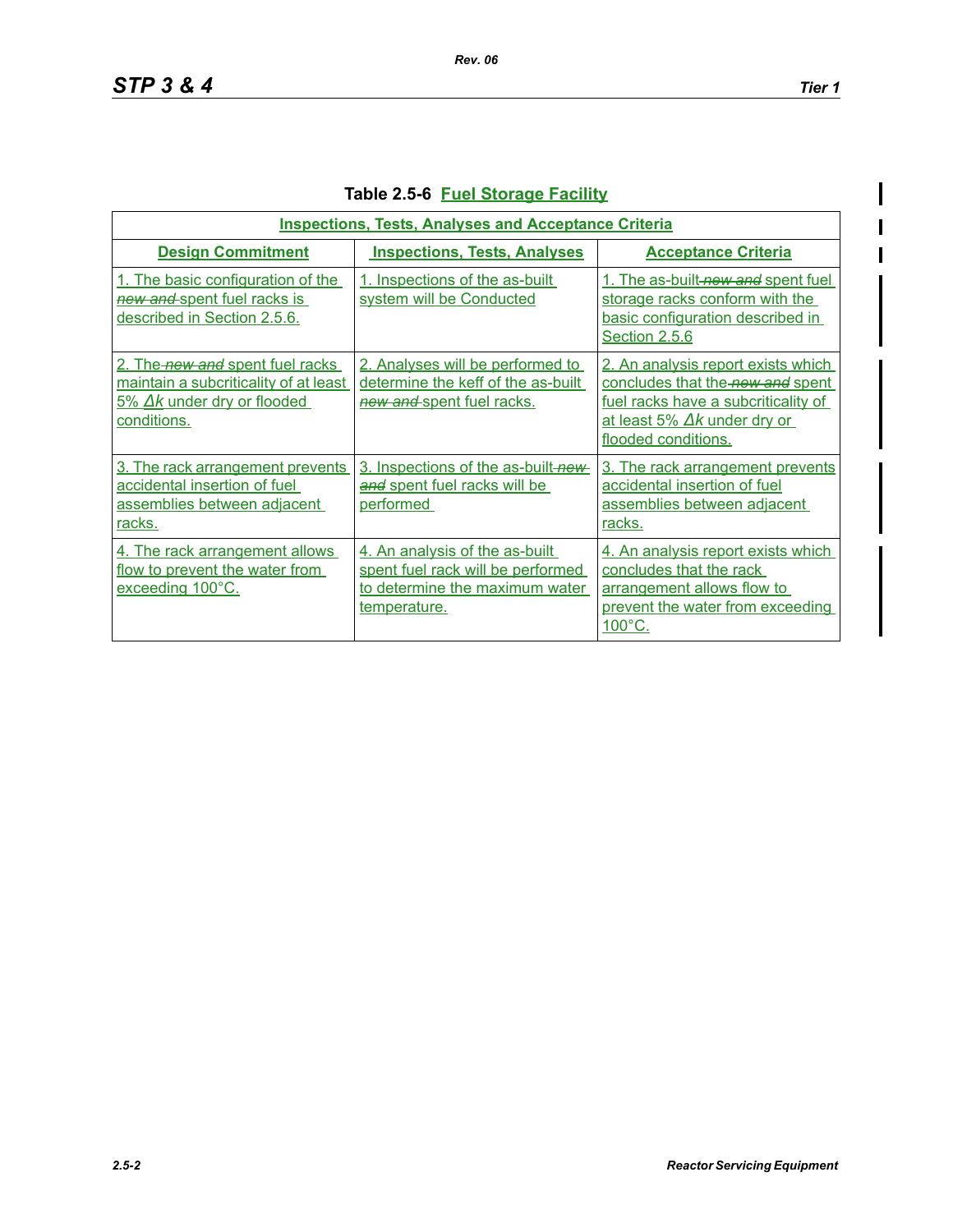**Table 2.5-6 Fuel Storage Facility**

| Inspections, Tests, Analyses and Acceptance Criteria | | |
|---|---|---|
| **Design Commitment** | **Inspections, Tests, Analyses** | **Acceptance Criteria** |
| 1. The basic configuration of the ~~new and~~ spent fuel racks is described in Section 2.5.6. | 1. Inspections of the as-built system will be Conducted | 1. The as-built ~~new and~~ spent fuel storage racks conform with the basic configuration described in Section 2.5.6 |
| 2. The ~~new and~~ spent fuel racks maintain a subcriticality of at least 5% $\Delta k$ under dry or flooded conditions. | 2. Analyses will be performed to determine the keff of the as-built ~~new and~~ spent fuel racks. | 2. An analysis report exists which concludes that the ~~new and~~ spent fuel racks have a subcriticality of at least 5% $\Delta k$ under dry or flooded conditions. |
| 3. The rack arrangement prevents accidental insertion of fuel assemblies between adjacent racks. | 3. Inspections of the as-built ~~new and~~ spent fuel racks will be performed | 3. The rack arrangement prevents accidental insertion of fuel assemblies between adjacent racks. |
| 4. The rack arrangement allows flow to prevent the water from exceeding 100°C. | 4. An analysis of the as-built spent fuel rack will be performed to determine the maximum water temperature. | 4. An analysis report exists which concludes that the rack arrangement allows flow to prevent the water from exceeding 100°C. |